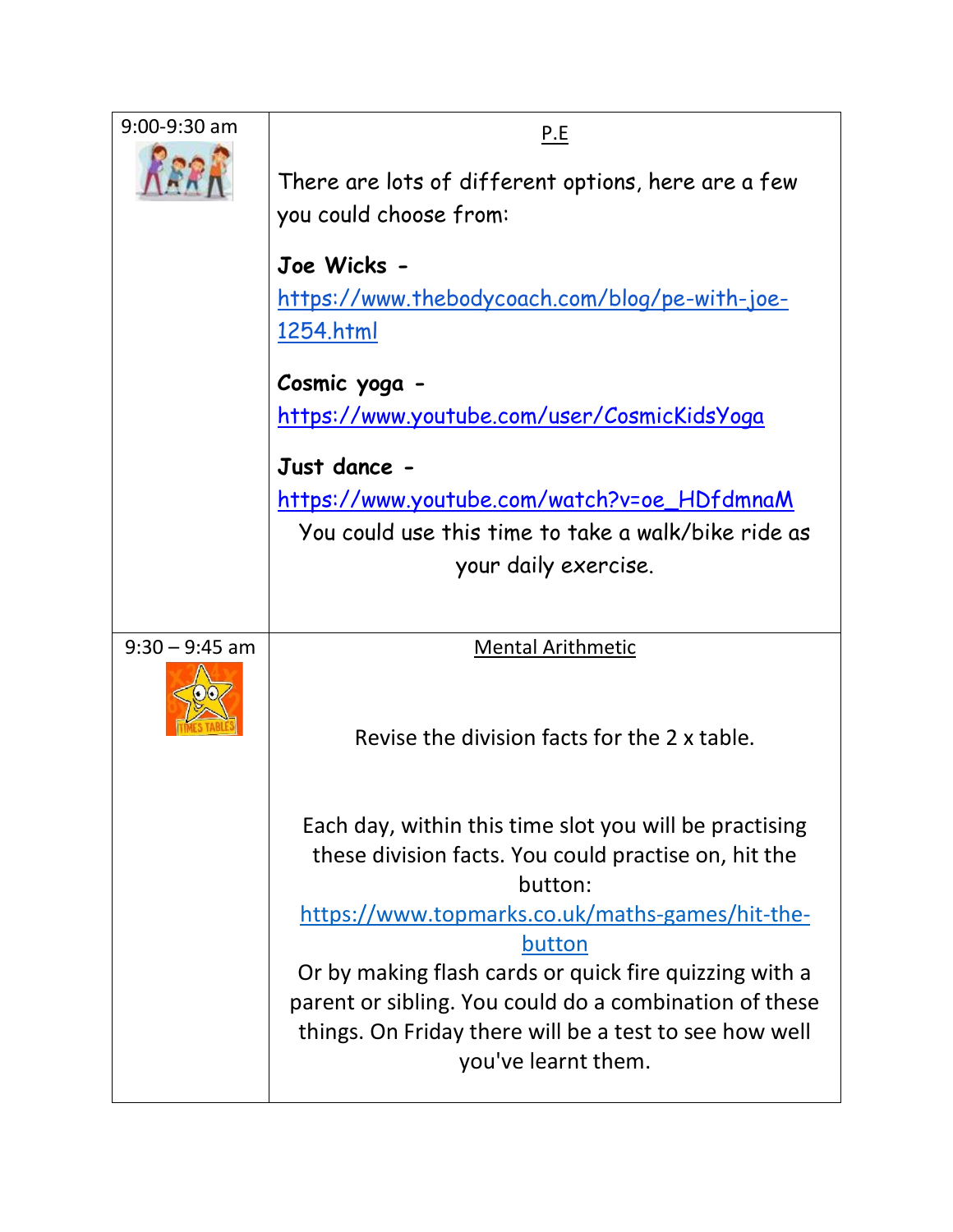| | |
|---|---|
| 9:00-9:30 am | P.E<br><br>There are lots of different options, here are a few you could choose from:<br><br>**Joe Wicks -** https://www.thebodycoach.com/blog/pe-with-joe-1254.html<br><br>**Cosmic yoga -** https://www.youtube.com/user/CosmicKidsYoga<br><br>**Just dance -** https://www.youtube.com/watch?v=oe_HDfdmnaM<br>You could use this time to take a walk/bike ride as your daily exercise. |
| 9:30 – 9:45 am | Mental Arithmetic<br><br>Revise the division facts for the 2 x table.<br><br>Each day, within this time slot you will be practising these division facts. You could practise on, hit the button: https://www.topmarks.co.uk/maths-games/hit-the-button<br>Or by making flash cards or quick fire quizzing with a parent or sibling. You could do a combination of these things. On Friday there will be a test to see how well you've learnt them. |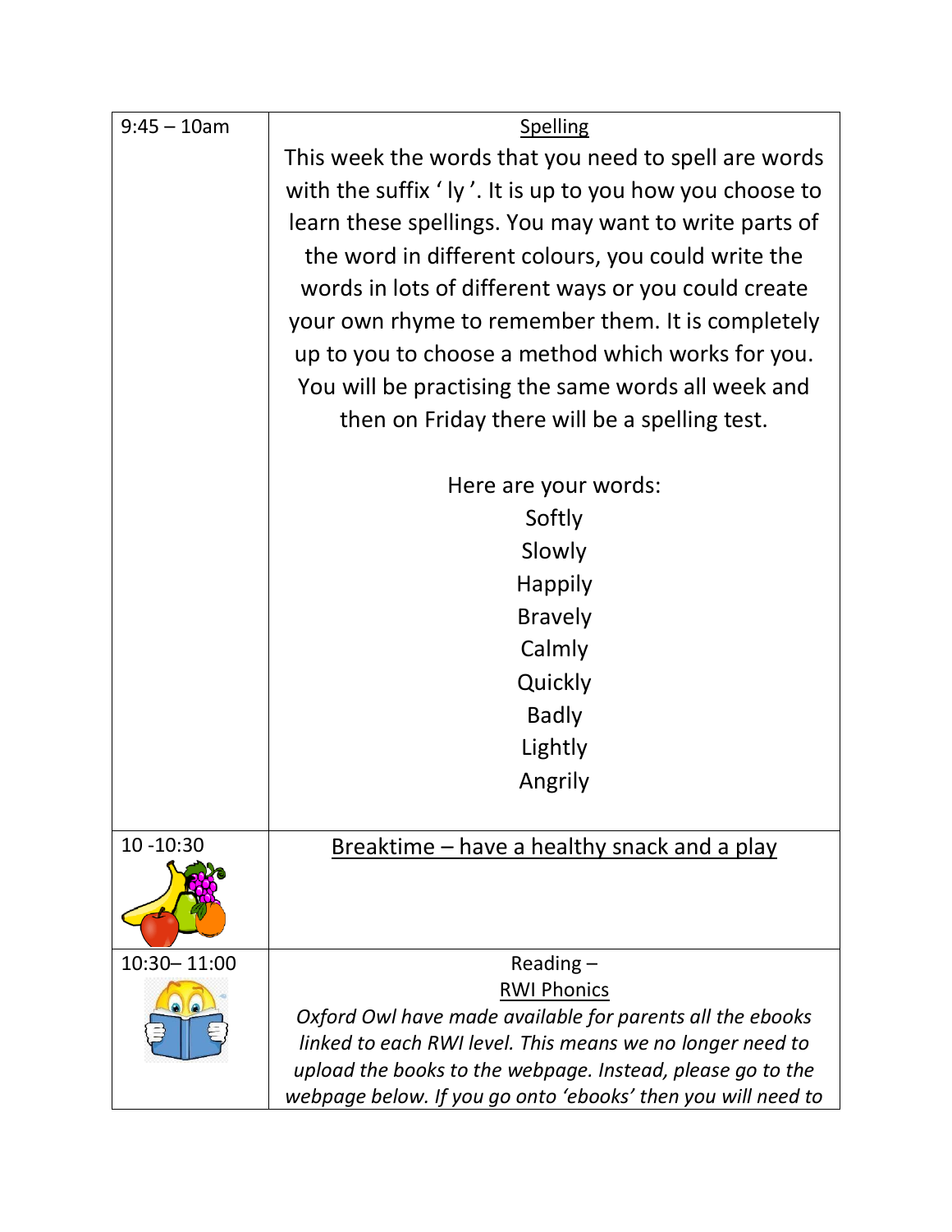| | |
|---|---|
| 9:45 – 10am | Spelling<br>This week the words that you need to spell are words with the suffix ' ly '. It is up to you how you choose to learn these spellings. You may want to write parts of the word in different colours, you could write the words in lots of different ways or you could create your own rhyme to remember them. It is completely up to you to choose a method which works for you. You will be practising the same words all week and then on Friday there will be a spelling test.<br><br>Here are your words:<br>Softly<br>Slowly<br>Happily<br>Bravely<br>Calmly<br>Quickly<br>Badly<br>Lightly<br>Angrily |
| 10 -10:30 | Breaktime – have a healthy snack and a play |
| 10:30– 11:00 | Reading –<br>RWI Phonics<br>*Oxford Owl have made available for parents all the ebooks linked to each RWI level. This means we no longer need to upload the books to the webpage. Instead, please go to the webpage below. If you go onto 'ebooks' then you will need to* |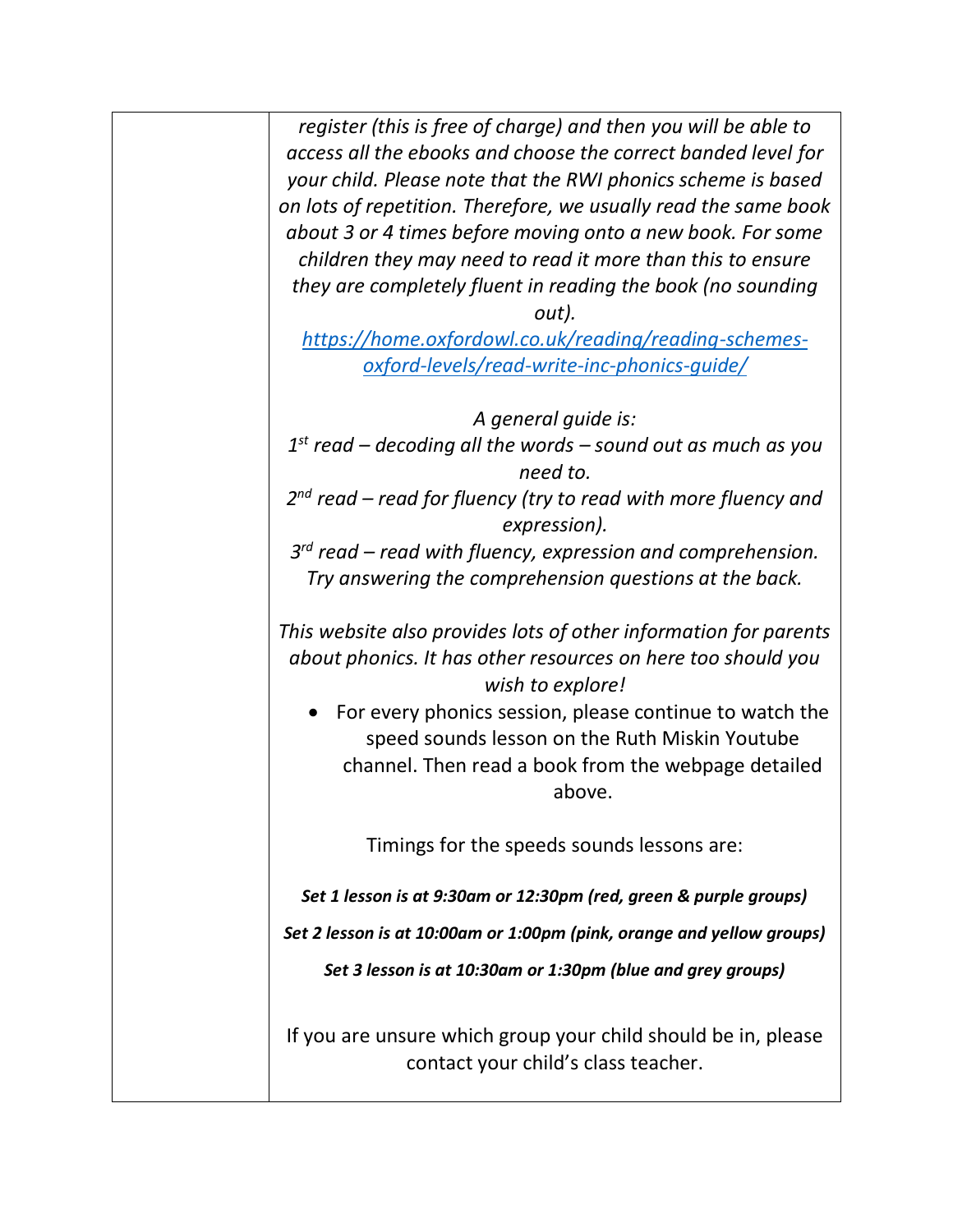| | |
|---|---|
| | *register (this is free of charge) and then you will be able to access all the ebooks and choose the correct banded level for your child. Please note that the RWI phonics scheme is based on lots of repetition. Therefore, we usually read the same book about 3 or 4 times before moving onto a new book. For some children they may need to read it more than this to ensure they are completely fluent in reading the book (no sounding out).*<br>[https://home.oxfordowl.co.uk/reading/reading-schemes-oxford-levels/read-write-inc-phonics-guide/](https://home.oxfordowl.co.uk/reading/reading-schemes-oxford-levels/read-write-inc-phonics-guide/)<br><br>*A general guide is:*<br>*1st read – decoding all the words – sound out as much as you need to.*<br>*2nd read – read for fluency (try to read with more fluency and expression).*<br>*3rd read – read with fluency, expression and comprehension. Try answering the comprehension questions at the back.*<br><br>*This website also provides lots of other information for parents about phonics. It has other resources on here too should you wish to explore!*<br>• For every phonics session, please continue to watch the speed sounds lesson on the Ruth Miskin Youtube channel. Then read a book from the webpage detailed above.<br><br>Timings for the speeds sounds lessons are:<br><br>***Set 1 lesson is at 9:30am or 12:30pm (red, green & purple groups)***<br>***Set 2 lesson is at 10:00am or 1:00pm (pink, orange and yellow groups)***<br>***Set 3 lesson is at 10:30am or 1:30pm (blue and grey groups)***<br><br>If you are unsure which group your child should be in, please contact your child's class teacher. |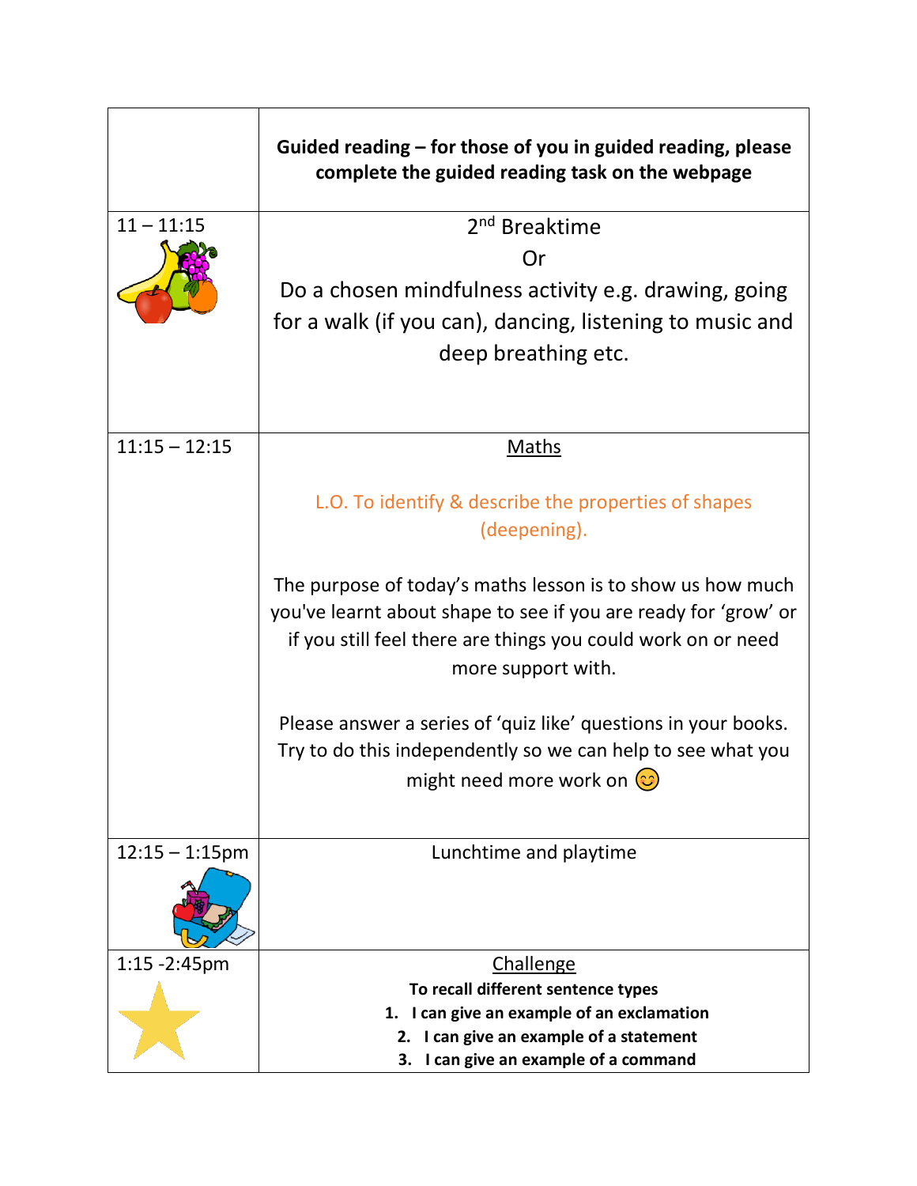| | |
|---|---|
| | **Guided reading – for those of you in guided reading, please complete the guided reading task on the webpage** |
| 11 – 11:15 | 2nd Breaktime<br>Or<br>Do a chosen mindfulness activity e.g. drawing, going for a walk (if you can), dancing, listening to music and deep breathing etc. |
| 11:15 – 12:15 | Maths<br><br>L.O. To identify & describe the properties of shapes (deepening).<br><br>The purpose of today's maths lesson is to show us how much you've learnt about shape to see if you are ready for 'grow' or if you still feel there are things you could work on or need more support with.<br><br>Please answer a series of 'quiz like' questions in your books. Try to do this independently so we can help to see what you might need more work on 😊 |
| 12:15 – 1:15pm | Lunchtime and playtime |
| 1:15 -2:45pm | Challenge<br>**To recall different sentence types**<br>**1. I can give an example of an exclamation**<br>**2. I can give an example of a statement**<br>**3. I can give an example of a command** |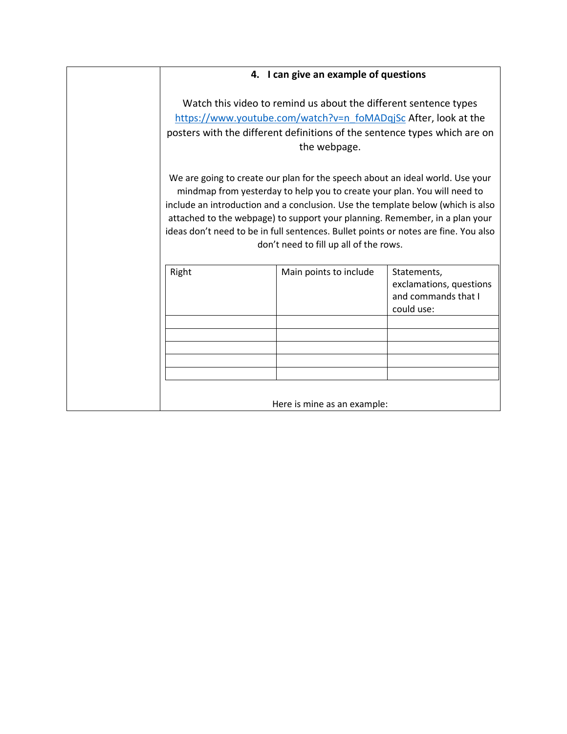### 4. I can give an example of questions

Watch this video to remind us about the different sentence types https://www.youtube.com/watch?v=n_foMADqjSc After, look at the posters with the different definitions of the sentence types which are on the webpage.

We are going to create our plan for the speech about an ideal world. Use your mindmap from yesterday to help you to create your plan. You will need to include an introduction and a conclusion. Use the template below (which is also attached to the webpage) to support your planning. Remember, in a plan your ideas don't need to be in full sentences. Bullet points or notes are fine. You also don't need to fill up all of the rows.

| Right | Main points to include | Statements, exclamations, questions and commands that I could use: |
| --- | --- | --- |
| | | |
| | | |
| | | |
| | | |
| | | |

Here is mine as an example: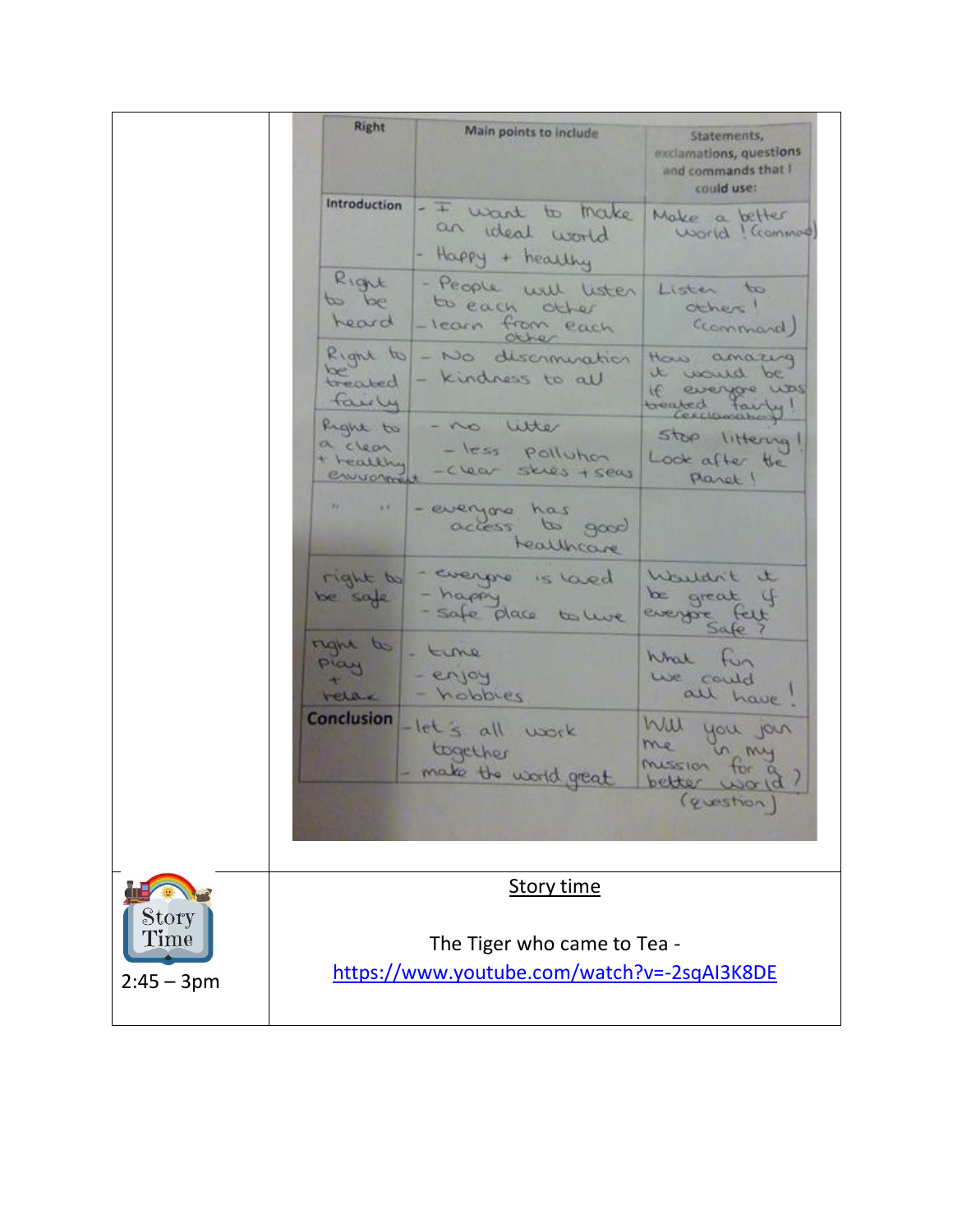| Right | Main points to include | Statements, exclamations, questions and commands that I could use: |
| --- | --- | --- |
| Introduction | - I want to make an ideal world<br>- Happy + healthy | Make a better world! (command) |
| Right to be heard | - People will listen to each other<br>- learn from each other | Listen to others! (command) |
| Right to be treated fairly | - No discrimination<br>- kindness to all | How amazing it would be if everyone was treated fairly! (exclamation) |
| Right to a clean + healthy environment | - no litter<br>- less pollution<br>- clear skies + seas | Stop littering! Look after the Planet! |
| " " | - everyone has access to good healthcare | |
| right to be safe | - everyone is loved<br>- happy<br>- safe place to live | Wouldn't it be great if everyone felt safe? |
| right to play + relax | - time<br>- enjoy<br>- hobbies | What fun we could all have! |
| Conclusion | - let's all work together<br>- make the world great | Will you join me in my mission for a better world? (question) |

| | |
| --- | --- |
| Story Time<br>2:45 – 3pm | Story time<br><br>The Tiger who came to Tea - https://www.youtube.com/watch?v=-2sqAI3K8DE |